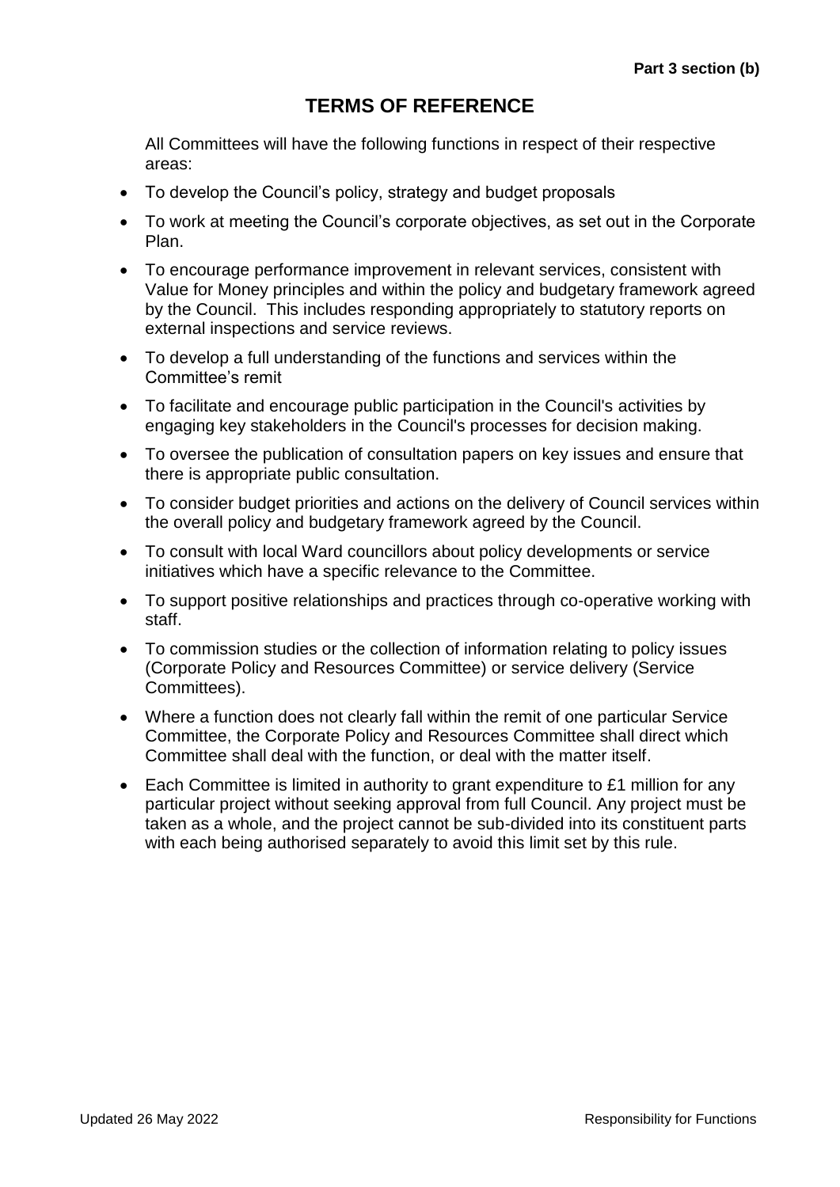**Part 3 section (b)**

# TERMS OF REFERENCE

All Committees will have the following functions in respect of their respective areas:

- To develop the Council's policy, strategy and budget proposals
- To work at meeting the Council's corporate objectives, as set out in the Corporate Plan.
- To encourage performance improvement in relevant services, consistent with Value for Money principles and within the policy and budgetary framework agreed by the Council. This includes responding appropriately to statutory reports on external inspections and service reviews.
- To develop a full understanding of the functions and services within the Committee's remit
- To facilitate and encourage public participation in the Council's activities by engaging key stakeholders in the Council's processes for decision making.
- To oversee the publication of consultation papers on key issues and ensure that there is appropriate public consultation.
- To consider budget priorities and actions on the delivery of Council services within the overall policy and budgetary framework agreed by the Council.
- To consult with local Ward councillors about policy developments or service initiatives which have a specific relevance to the Committee.
- To support positive relationships and practices through co-operative working with staff.
- To commission studies or the collection of information relating to policy issues (Corporate Policy and Resources Committee) or service delivery (Service Committees).
- Where a function does not clearly fall within the remit of one particular Service Committee, the Corporate Policy and Resources Committee shall direct which Committee shall deal with the function, or deal with the matter itself.
- Each Committee is limited in authority to grant expenditure to £1 million for any particular project without seeking approval from full Council. Any project must be taken as a whole, and the project cannot be sub-divided into its constituent parts with each being authorised separately to avoid this limit set by this rule.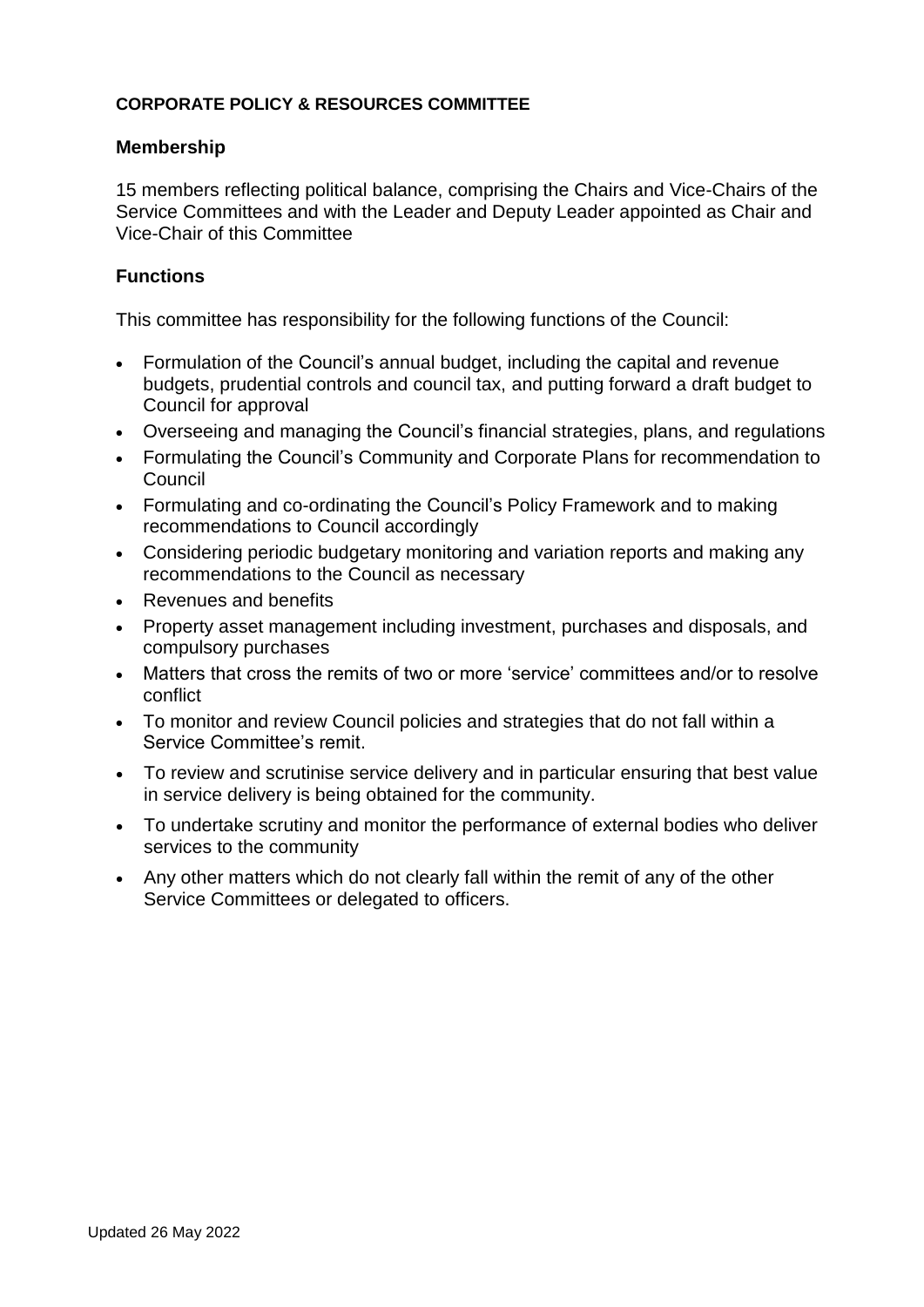**CORPORATE POLICY & RESOURCES COMMITTEE**

**Membership**

15 members reflecting political balance, comprising the Chairs and Vice-Chairs of the Service Committees and with the Leader and Deputy Leader appointed as Chair and Vice-Chair of this Committee

**Functions**

This committee has responsibility for the following functions of the Council:

- Formulation of the Council's annual budget, including the capital and revenue budgets, prudential controls and council tax, and putting forward a draft budget to Council for approval
- Overseeing and managing the Council's financial strategies, plans, and regulations
- Formulating the Council's Community and Corporate Plans for recommendation to Council
- Formulating and co-ordinating the Council's Policy Framework and to making recommendations to Council accordingly
- Considering periodic budgetary monitoring and variation reports and making any recommendations to the Council as necessary
- Revenues and benefits
- Property asset management including investment, purchases and disposals, and compulsory purchases
- Matters that cross the remits of two or more 'service' committees and/or to resolve conflict
- To monitor and review Council policies and strategies that do not fall within a Service Committee's remit.
- To review and scrutinise service delivery and in particular ensuring that best value in service delivery is being obtained for the community.
- To undertake scrutiny and monitor the performance of external bodies who deliver services to the community
- Any other matters which do not clearly fall within the remit of any of the other Service Committees or delegated to officers.

Updated 26 May 2022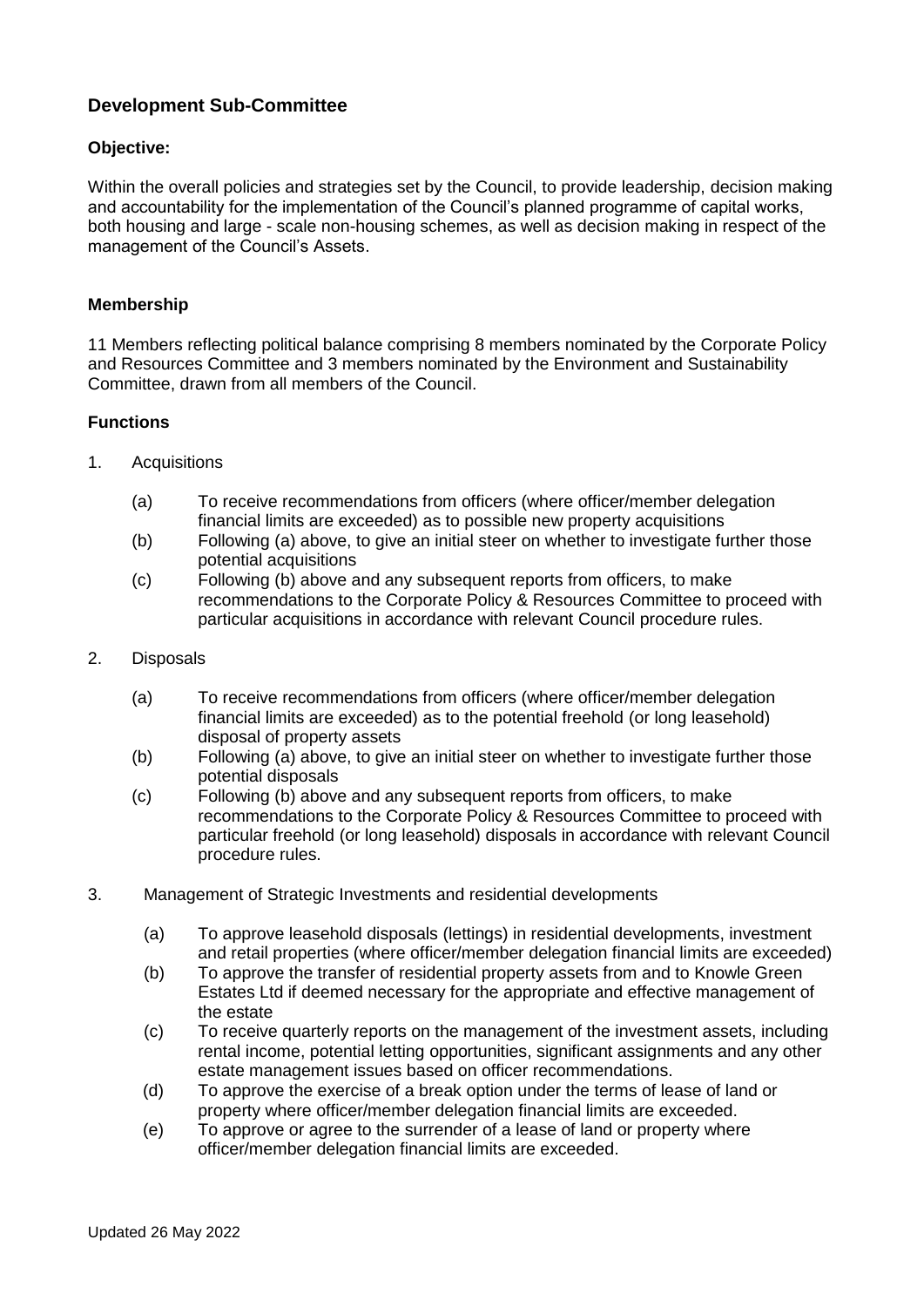## Development Sub-Committee

### Objective:

Within the overall policies and strategies set by the Council, to provide leadership, decision making and accountability for the implementation of the Council's planned programme of capital works, both housing and large - scale non-housing schemes, as well as decision making in respect of the management of the Council's Assets.

### Membership

11 Members reflecting political balance comprising 8 members nominated by the Corporate Policy and Resources Committee and 3 members nominated by the Environment and Sustainability Committee, drawn from all members of the Council.

### Functions

1. Acquisitions

   (a) To receive recommendations from officers (where officer/member delegation financial limits are exceeded) as to possible new property acquisitions

   (b) Following (a) above, to give an initial steer on whether to investigate further those potential acquisitions

   (c) Following (b) above and any subsequent reports from officers, to make recommendations to the Corporate Policy & Resources Committee to proceed with particular acquisitions in accordance with relevant Council procedure rules.

2. Disposals

   (a) To receive recommendations from officers (where officer/member delegation financial limits are exceeded) as to the potential freehold (or long leasehold) disposal of property assets

   (b) Following (a) above, to give an initial steer on whether to investigate further those potential disposals

   (c) Following (b) above and any subsequent reports from officers, to make recommendations to the Corporate Policy & Resources Committee to proceed with particular freehold (or long leasehold) disposals in accordance with relevant Council procedure rules.

3. Management of Strategic Investments and residential developments

   (a) To approve leasehold disposals (lettings) in residential developments, investment and retail properties (where officer/member delegation financial limits are exceeded)

   (b) To approve the transfer of residential property assets from and to Knowle Green Estates Ltd if deemed necessary for the appropriate and effective management of the estate

   (c) To receive quarterly reports on the management of the investment assets, including rental income, potential letting opportunities, significant assignments and any other estate management issues based on officer recommendations.

   (d) To approve the exercise of a break option under the terms of lease of land or property where officer/member delegation financial limits are exceeded.

   (e) To approve or agree to the surrender of a lease of land or property where officer/member delegation financial limits are exceeded.

Updated 26 May 2022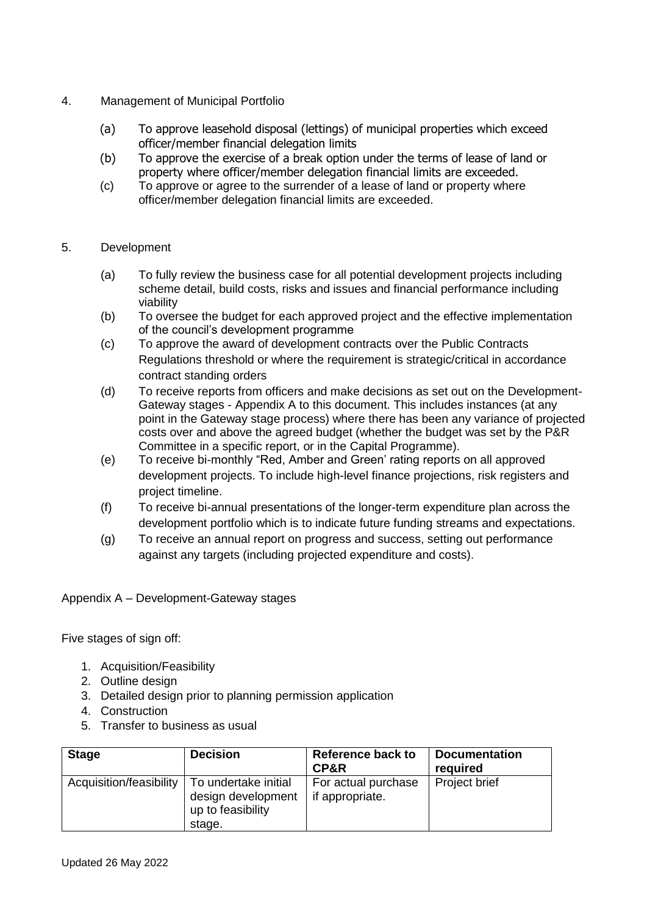4. Management of Municipal Portfolio

   (a) To approve leasehold disposal (lettings) of municipal properties which exceed officer/member financial delegation limits
   (b) To approve the exercise of a break option under the terms of lease of land or property where officer/member delegation financial limits are exceeded.
   (c) To approve or agree to the surrender of a lease of land or property where officer/member delegation financial limits are exceeded.

5. Development

   (a) To fully review the business case for all potential development projects including scheme detail, build costs, risks and issues and financial performance including viability
   (b) To oversee the budget for each approved project and the effective implementation of the council's development programme
   (c) To approve the award of development contracts over the Public Contracts Regulations threshold or where the requirement is strategic/critical in accordance contract standing orders
   (d) To receive reports from officers and make decisions as set out on the Development-Gateway stages - Appendix A to this document. This includes instances (at any point in the Gateway stage process) where there has been any variance of projected costs over and above the agreed budget (whether the budget was set by the P&R Committee in a specific report, or in the Capital Programme).
   (e) To receive bi-monthly "Red, Amber and Green' rating reports on all approved development projects. To include high-level finance projections, risk registers and project timeline.
   (f) To receive bi-annual presentations of the longer-term expenditure plan across the development portfolio which is to indicate future funding streams and expectations.
   (g) To receive an annual report on progress and success, setting out performance against any targets (including projected expenditure and costs).

Appendix A – Development-Gateway stages

Five stages of sign off:

1. Acquisition/Feasibility
2. Outline design
3. Detailed design prior to planning permission application
4. Construction
5. Transfer to business as usual

| Stage | Decision | Reference back to CP&R | Documentation required |
|---|---|---|---|
| Acquisition/feasibility | To undertake initial design development up to feasibility stage. | For actual purchase if appropriate. | Project brief |

Updated 26 May 2022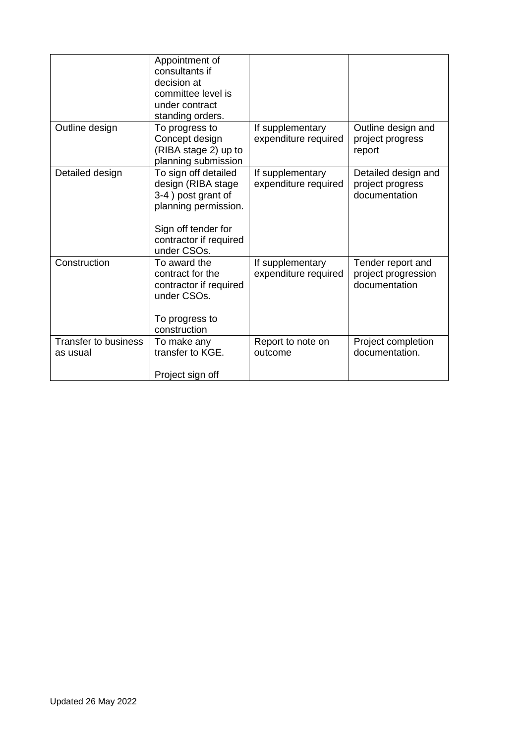| | | | |
|---|---|---|---|
| | Appointment of consultants if decision at committee level is under contract standing orders. | | |
| Outline design | To progress to Concept design (RIBA stage 2) up to planning submission | If supplementary expenditure required | Outline design and project progress report |
| Detailed design | To sign off detailed design (RIBA stage 3-4 ) post grant of planning permission.<br><br>Sign off tender for contractor if required under CSOs. | If supplementary expenditure required | Detailed design and project progress documentation |
| Construction | To award the contract for the contractor if required under CSOs.<br><br>To progress to construction | If supplementary expenditure required | Tender report and project progression documentation |
| Transfer to business as usual | To make any transfer to KGE.<br><br>Project sign off | Report to note on outcome | Project completion documentation. |

Updated 26 May 2022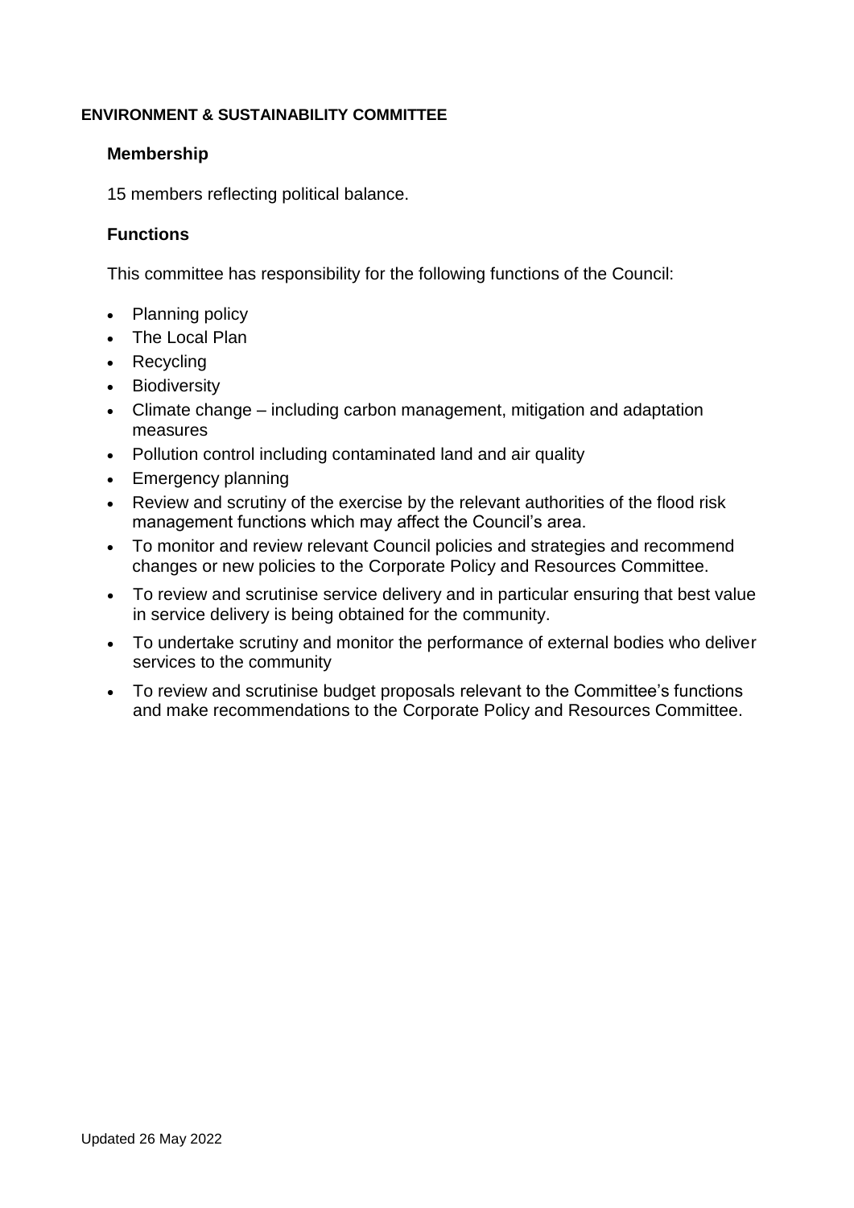## ENVIRONMENT & SUSTAINABILITY COMMITTEE

### Membership

15 members reflecting political balance.

### Functions

This committee has responsibility for the following functions of the Council:

- Planning policy
- The Local Plan
- Recycling
- Biodiversity
- Climate change – including carbon management, mitigation and adaptation measures
- Pollution control including contaminated land and air quality
- Emergency planning
- Review and scrutiny of the exercise by the relevant authorities of the flood risk management functions which may affect the Council's area.
- To monitor and review relevant Council policies and strategies and recommend changes or new policies to the Corporate Policy and Resources Committee.
- To review and scrutinise service delivery and in particular ensuring that best value in service delivery is being obtained for the community.
- To undertake scrutiny and monitor the performance of external bodies who deliver services to the community
- To review and scrutinise budget proposals relevant to the Committee's functions and make recommendations to the Corporate Policy and Resources Committee.

Updated 26 May 2022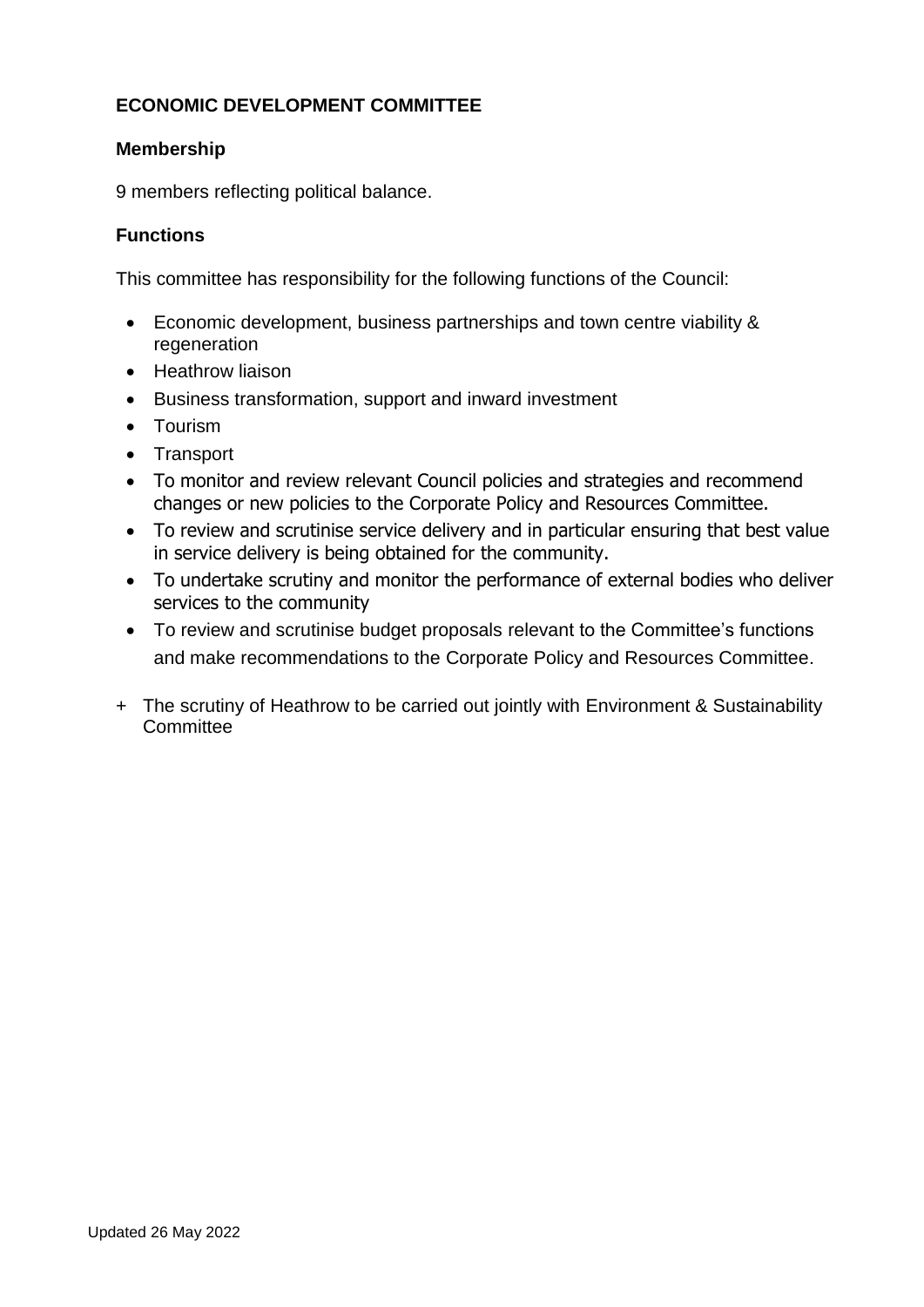**ECONOMIC DEVELOPMENT COMMITTEE**

**Membership**

9 members reflecting political balance.

**Functions**

This committee has responsibility for the following functions of the Council:

- Economic development, business partnerships and town centre viability & regeneration
- Heathrow liaison
- Business transformation, support and inward investment
- Tourism
- Transport
- To monitor and review relevant Council policies and strategies and recommend changes or new policies to the Corporate Policy and Resources Committee.
- To review and scrutinise service delivery and in particular ensuring that best value in service delivery is being obtained for the community.
- To undertake scrutiny and monitor the performance of external bodies who deliver services to the community
- To review and scrutinise budget proposals relevant to the Committee's functions and make recommendations to the Corporate Policy and Resources Committee.

+ The scrutiny of Heathrow to be carried out jointly with Environment & Sustainability Committee

Updated 26 May 2022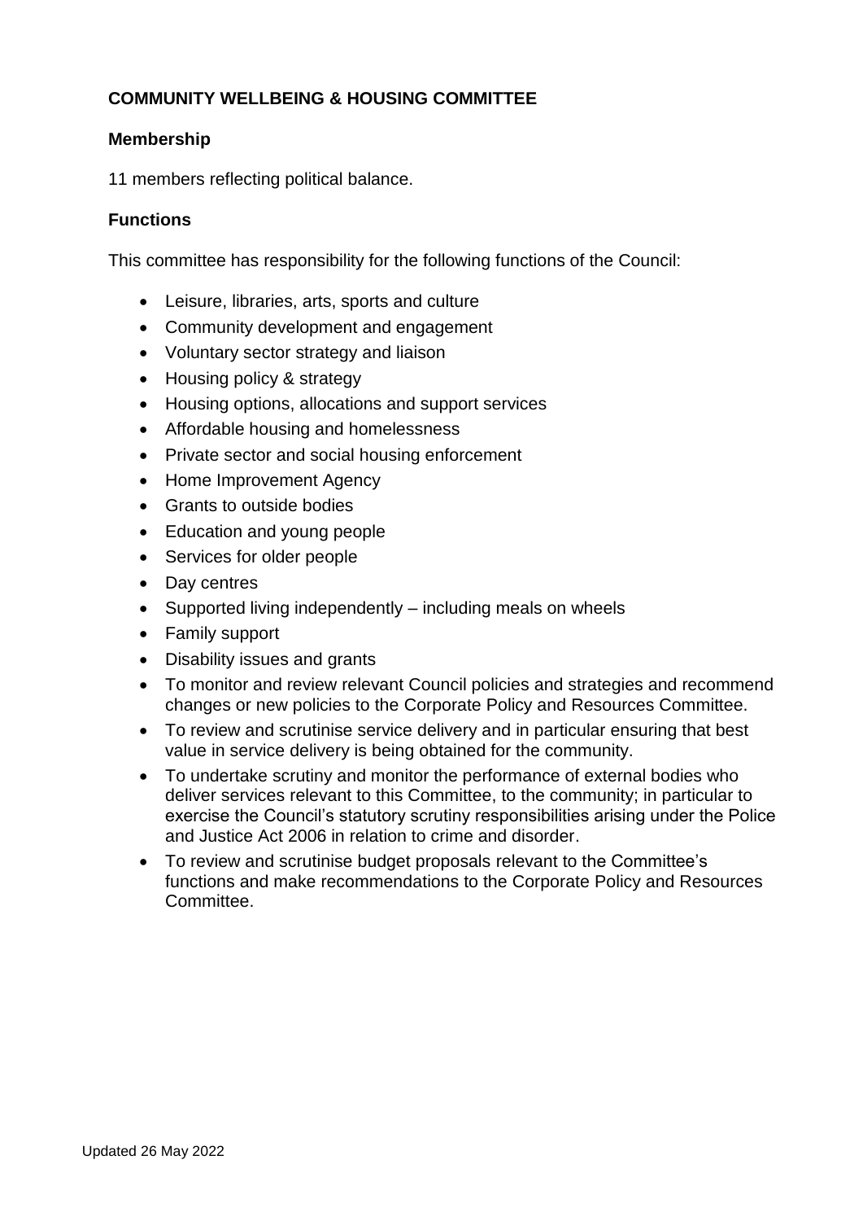## COMMUNITY WELLBEING & HOUSING COMMITTEE

### Membership

11 members reflecting political balance.

### Functions

This committee has responsibility for the following functions of the Council:

- Leisure, libraries, arts, sports and culture
- Community development and engagement
- Voluntary sector strategy and liaison
- Housing policy & strategy
- Housing options, allocations and support services
- Affordable housing and homelessness
- Private sector and social housing enforcement
- Home Improvement Agency
- Grants to outside bodies
- Education and young people
- Services for older people
- Day centres
- Supported living independently – including meals on wheels
- Family support
- Disability issues and grants
- To monitor and review relevant Council policies and strategies and recommend changes or new policies to the Corporate Policy and Resources Committee.
- To review and scrutinise service delivery and in particular ensuring that best value in service delivery is being obtained for the community.
- To undertake scrutiny and monitor the performance of external bodies who deliver services relevant to this Committee, to the community; in particular to exercise the Council's statutory scrutiny responsibilities arising under the Police and Justice Act 2006 in relation to crime and disorder.
- To review and scrutinise budget proposals relevant to the Committee's functions and make recommendations to the Corporate Policy and Resources Committee.

Updated 26 May 2022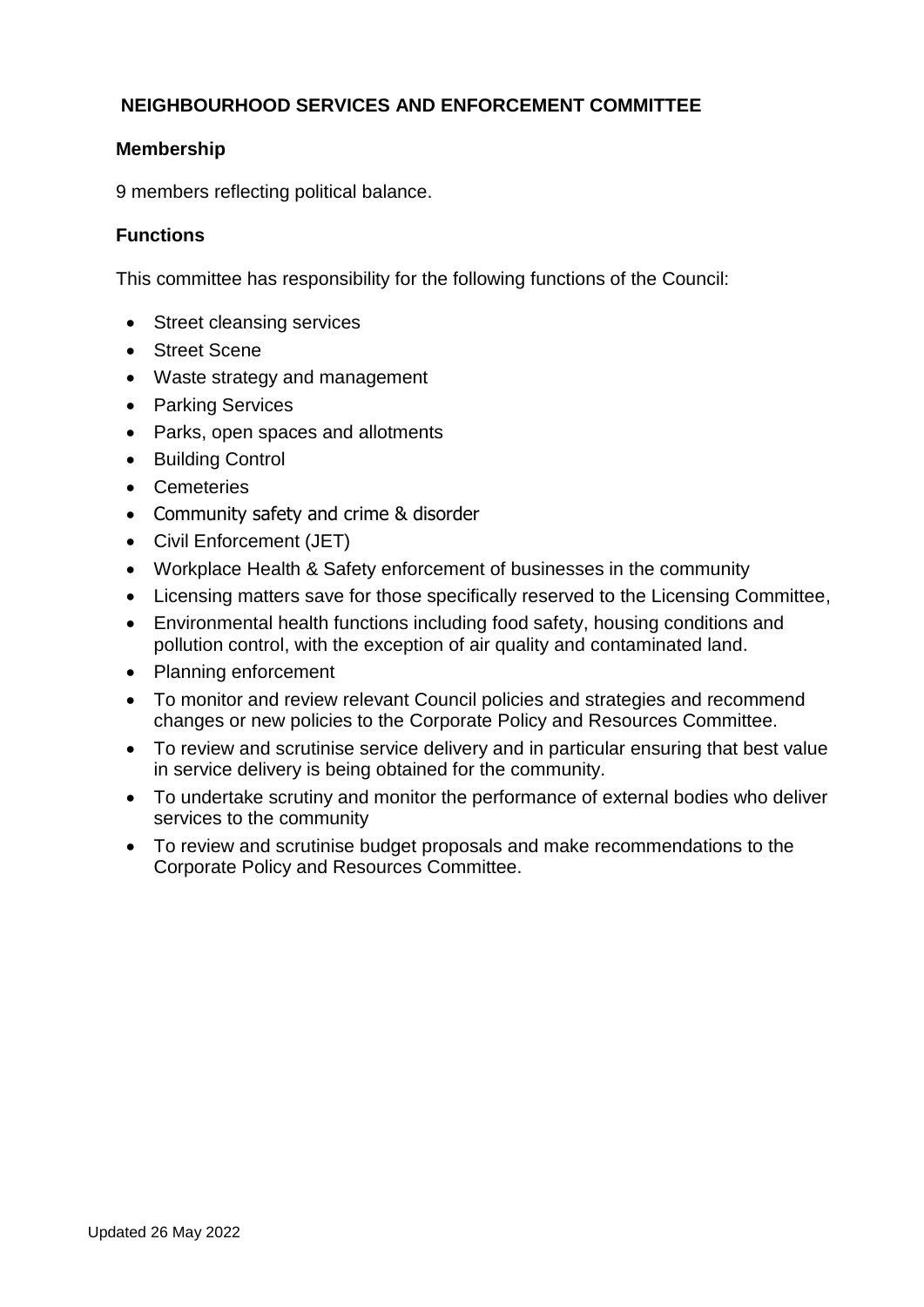## NEIGHBOURHOOD SERVICES AND ENFORCEMENT COMMITTEE

### Membership

9 members reflecting political balance.

### Functions

This committee has responsibility for the following functions of the Council:

- Street cleansing services
- Street Scene
- Waste strategy and management
- Parking Services
- Parks, open spaces and allotments
- Building Control
- Cemeteries
- Community safety and crime & disorder
- Civil Enforcement (JET)
- Workplace Health & Safety enforcement of businesses in the community
- Licensing matters save for those specifically reserved to the Licensing Committee,
- Environmental health functions including food safety, housing conditions and pollution control, with the exception of air quality and contaminated land.
- Planning enforcement
- To monitor and review relevant Council policies and strategies and recommend changes or new policies to the Corporate Policy and Resources Committee.
- To review and scrutinise service delivery and in particular ensuring that best value in service delivery is being obtained for the community.
- To undertake scrutiny and monitor the performance of external bodies who deliver services to the community
- To review and scrutinise budget proposals and make recommendations to the Corporate Policy and Resources Committee.

Updated 26 May 2022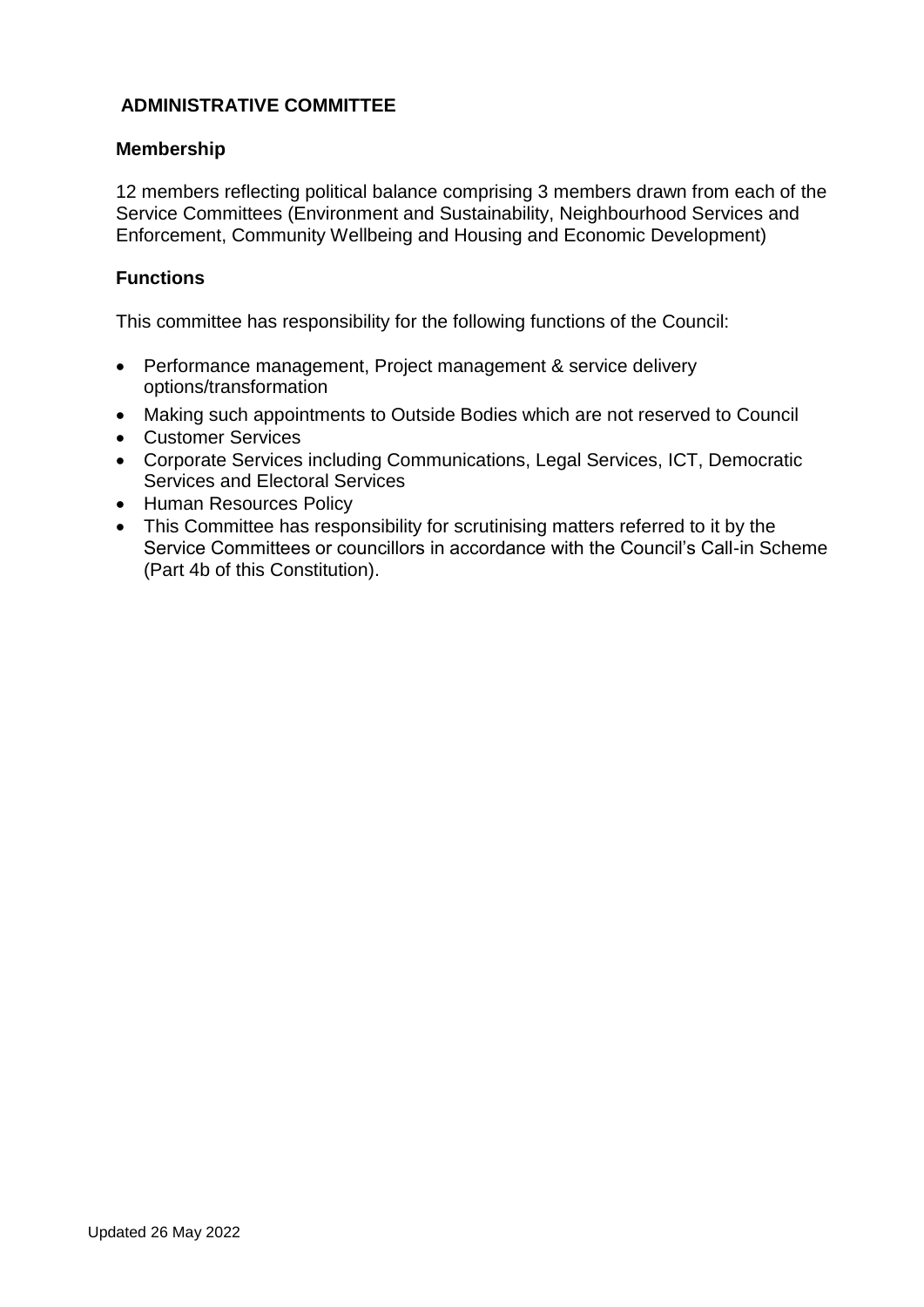## ADMINISTRATIVE COMMITTEE

### Membership

12 members reflecting political balance comprising 3 members drawn from each of the Service Committees (Environment and Sustainability, Neighbourhood Services and Enforcement, Community Wellbeing and Housing and Economic Development)

### Functions

This committee has responsibility for the following functions of the Council:

- Performance management, Project management & service delivery options/transformation
- Making such appointments to Outside Bodies which are not reserved to Council
- Customer Services
- Corporate Services including Communications, Legal Services, ICT, Democratic Services and Electoral Services
- Human Resources Policy
- This Committee has responsibility for scrutinising matters referred to it by the Service Committees or councillors in accordance with the Council's Call-in Scheme (Part 4b of this Constitution).

Updated 26 May 2022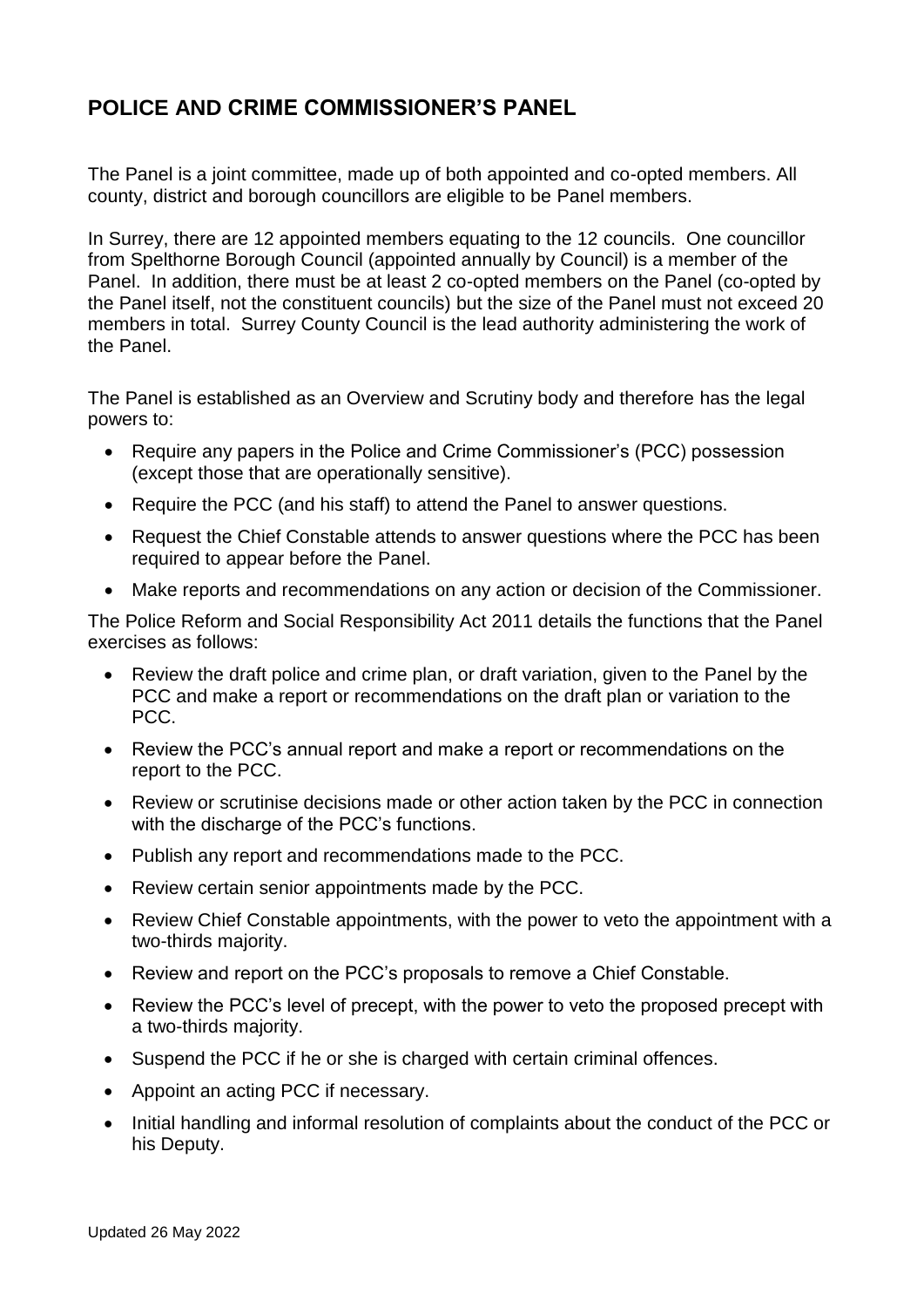## POLICE AND CRIME COMMISSIONER'S PANEL

The Panel is a joint committee, made up of both appointed and co-opted members. All county, district and borough councillors are eligible to be Panel members.

In Surrey, there are 12 appointed members equating to the 12 councils. One councillor from Spelthorne Borough Council (appointed annually by Council) is a member of the Panel. In addition, there must be at least 2 co-opted members on the Panel (co-opted by the Panel itself, not the constituent councils) but the size of the Panel must not exceed 20 members in total. Surrey County Council is the lead authority administering the work of the Panel.

The Panel is established as an Overview and Scrutiny body and therefore has the legal powers to:

- Require any papers in the Police and Crime Commissioner's (PCC) possession (except those that are operationally sensitive).
- Require the PCC (and his staff) to attend the Panel to answer questions.
- Request the Chief Constable attends to answer questions where the PCC has been required to appear before the Panel.
- Make reports and recommendations on any action or decision of the Commissioner.

The Police Reform and Social Responsibility Act 2011 details the functions that the Panel exercises as follows:

- Review the draft police and crime plan, or draft variation, given to the Panel by the PCC and make a report or recommendations on the draft plan or variation to the PCC.
- Review the PCC's annual report and make a report or recommendations on the report to the PCC.
- Review or scrutinise decisions made or other action taken by the PCC in connection with the discharge of the PCC's functions.
- Publish any report and recommendations made to the PCC.
- Review certain senior appointments made by the PCC.
- Review Chief Constable appointments, with the power to veto the appointment with a two-thirds majority.
- Review and report on the PCC's proposals to remove a Chief Constable.
- Review the PCC's level of precept, with the power to veto the proposed precept with a two-thirds majority.
- Suspend the PCC if he or she is charged with certain criminal offences.
- Appoint an acting PCC if necessary.
- Initial handling and informal resolution of complaints about the conduct of the PCC or his Deputy.

Updated 26 May 2022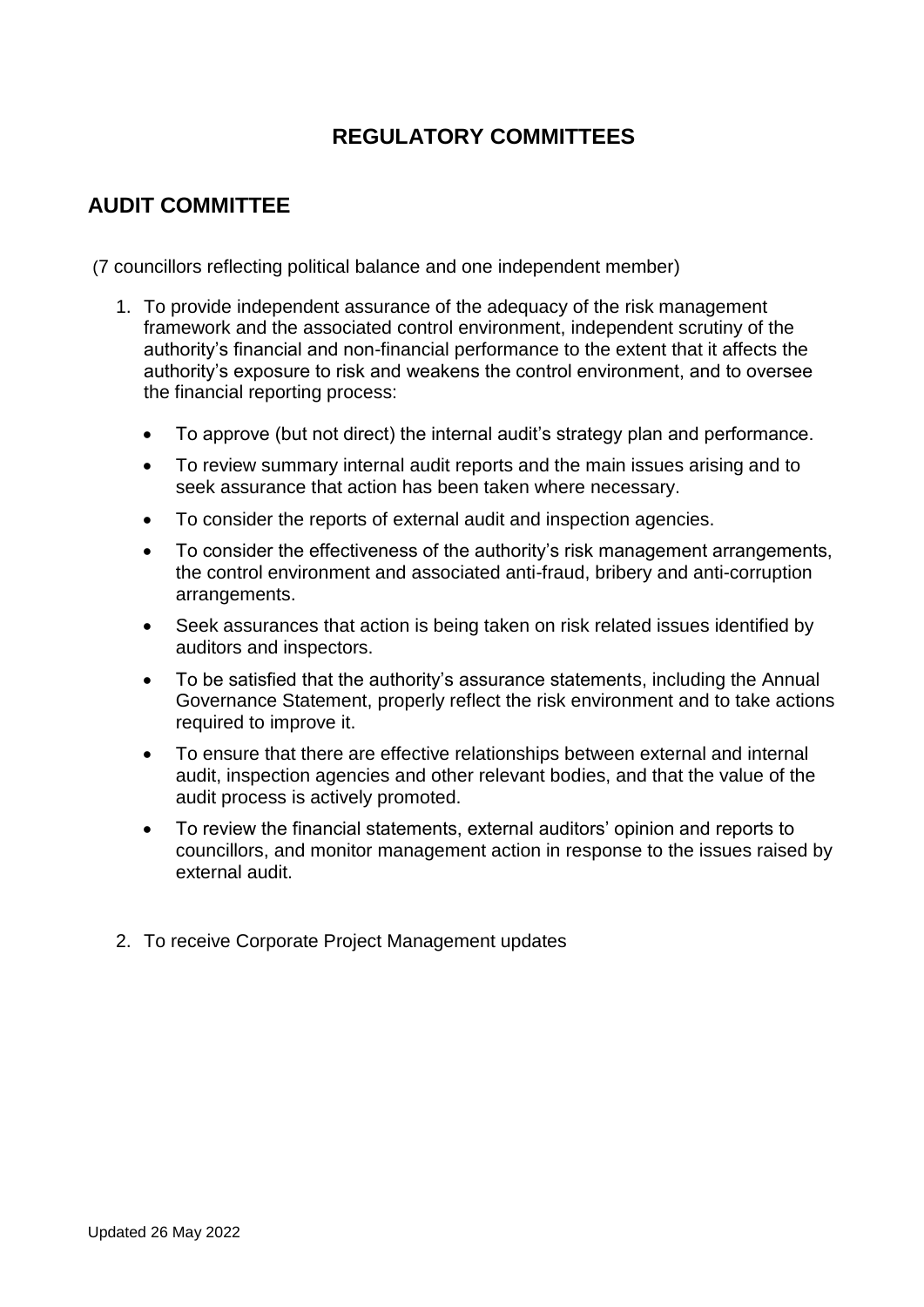# REGULATORY COMMITTEES

## AUDIT COMMITTEE

(7 councillors reflecting political balance and one independent member)

1. To provide independent assurance of the adequacy of the risk management framework and the associated control environment, independent scrutiny of the authority's financial and non-financial performance to the extent that it affects the authority's exposure to risk and weakens the control environment, and to oversee the financial reporting process:

   - To approve (but not direct) the internal audit's strategy plan and performance.
   - To review summary internal audit reports and the main issues arising and to seek assurance that action has been taken where necessary.
   - To consider the reports of external audit and inspection agencies.
   - To consider the effectiveness of the authority's risk management arrangements, the control environment and associated anti-fraud, bribery and anti-corruption arrangements.
   - Seek assurances that action is being taken on risk related issues identified by auditors and inspectors.
   - To be satisfied that the authority's assurance statements, including the Annual Governance Statement, properly reflect the risk environment and to take actions required to improve it.
   - To ensure that there are effective relationships between external and internal audit, inspection agencies and other relevant bodies, and that the value of the audit process is actively promoted.
   - To review the financial statements, external auditors' opinion and reports to councillors, and monitor management action in response to the issues raised by external audit.

2. To receive Corporate Project Management updates

Updated 26 May 2022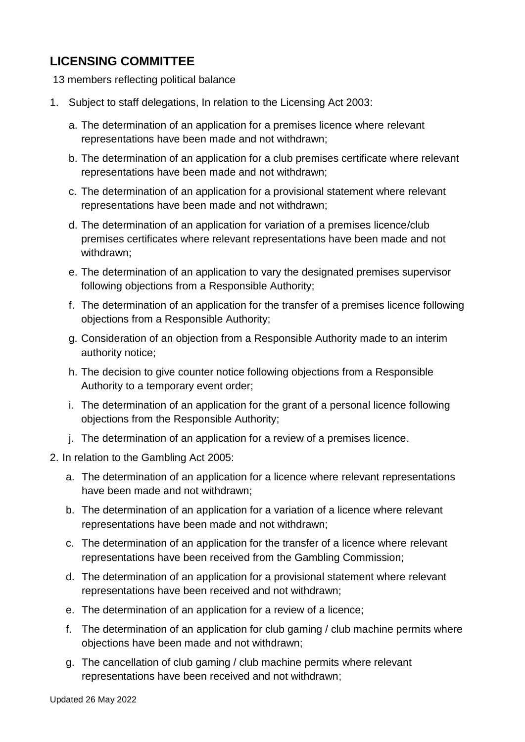## LICENSING COMMITTEE

13 members reflecting political balance

1. Subject to staff delegations, In relation to the Licensing Act 2003:
    a. The determination of an application for a premises licence where relevant representations have been made and not withdrawn;
    b. The determination of an application for a club premises certificate where relevant representations have been made and not withdrawn;
    c. The determination of an application for a provisional statement where relevant representations have been made and not withdrawn;
    d. The determination of an application for variation of a premises licence/club premises certificates where relevant representations have been made and not withdrawn;
    e. The determination of an application to vary the designated premises supervisor following objections from a Responsible Authority;
    f. The determination of an application for the transfer of a premises licence following objections from a Responsible Authority;
    g. Consideration of an objection from a Responsible Authority made to an interim authority notice;
    h. The decision to give counter notice following objections from a Responsible Authority to a temporary event order;
    i. The determination of an application for the grant of a personal licence following objections from the Responsible Authority;
    j. The determination of an application for a review of a premises licence.
2. In relation to the Gambling Act 2005:
    a. The determination of an application for a licence where relevant representations have been made and not withdrawn;
    b. The determination of an application for a variation of a licence where relevant representations have been made and not withdrawn;
    c. The determination of an application for the transfer of a licence where relevant representations have been received from the Gambling Commission;
    d. The determination of an application for a provisional statement where relevant representations have been received and not withdrawn;
    e. The determination of an application for a review of a licence;
    f. The determination of an application for club gaming / club machine permits where objections have been made and not withdrawn;
    g. The cancellation of club gaming / club machine permits where relevant representations have been received and not withdrawn;

Updated 26 May 2022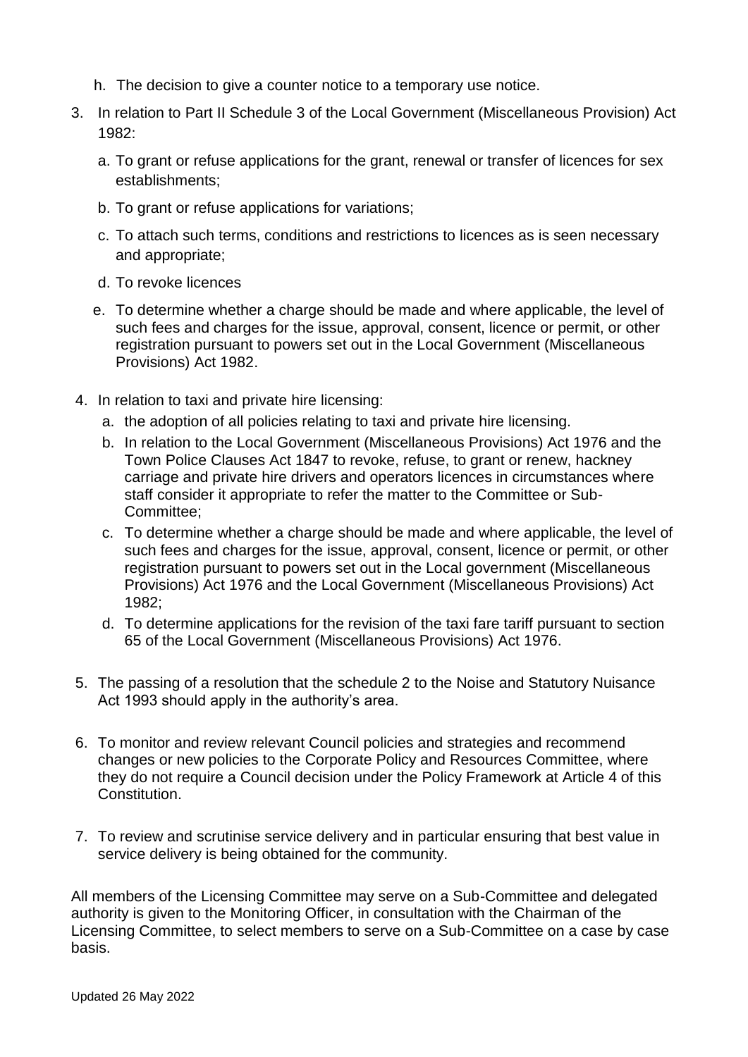h. The decision to give a counter notice to a temporary use notice.

3. In relation to Part II Schedule 3 of the Local Government (Miscellaneous Provision) Act 1982:

   a. To grant or refuse applications for the grant, renewal or transfer of licences for sex establishments;

   b. To grant or refuse applications for variations;

   c. To attach such terms, conditions and restrictions to licences as is seen necessary and appropriate;

   d. To revoke licences

   e. To determine whether a charge should be made and where applicable, the level of such fees and charges for the issue, approval, consent, licence or permit, or other registration pursuant to powers set out in the Local Government (Miscellaneous Provisions) Act 1982.

4. In relation to taxi and private hire licensing:
   a. the adoption of all policies relating to taxi and private hire licensing.
   b. In relation to the Local Government (Miscellaneous Provisions) Act 1976 and the Town Police Clauses Act 1847 to revoke, refuse, to grant or renew, hackney carriage and private hire drivers and operators licences in circumstances where staff consider it appropriate to refer the matter to the Committee or Sub-Committee;
   c. To determine whether a charge should be made and where applicable, the level of such fees and charges for the issue, approval, consent, licence or permit, or other registration pursuant to powers set out in the Local government (Miscellaneous Provisions) Act 1976 and the Local Government (Miscellaneous Provisions) Act 1982;
   d. To determine applications for the revision of the taxi fare tariff pursuant to section 65 of the Local Government (Miscellaneous Provisions) Act 1976.

5. The passing of a resolution that the schedule 2 to the Noise and Statutory Nuisance Act 1993 should apply in the authority's area.

6. To monitor and review relevant Council policies and strategies and recommend changes or new policies to the Corporate Policy and Resources Committee, where they do not require a Council decision under the Policy Framework at Article 4 of this Constitution.

7. To review and scrutinise service delivery and in particular ensuring that best value in service delivery is being obtained for the community.

All members of the Licensing Committee may serve on a Sub-Committee and delegated authority is given to the Monitoring Officer, in consultation with the Chairman of the Licensing Committee, to select members to serve on a Sub-Committee on a case by case basis.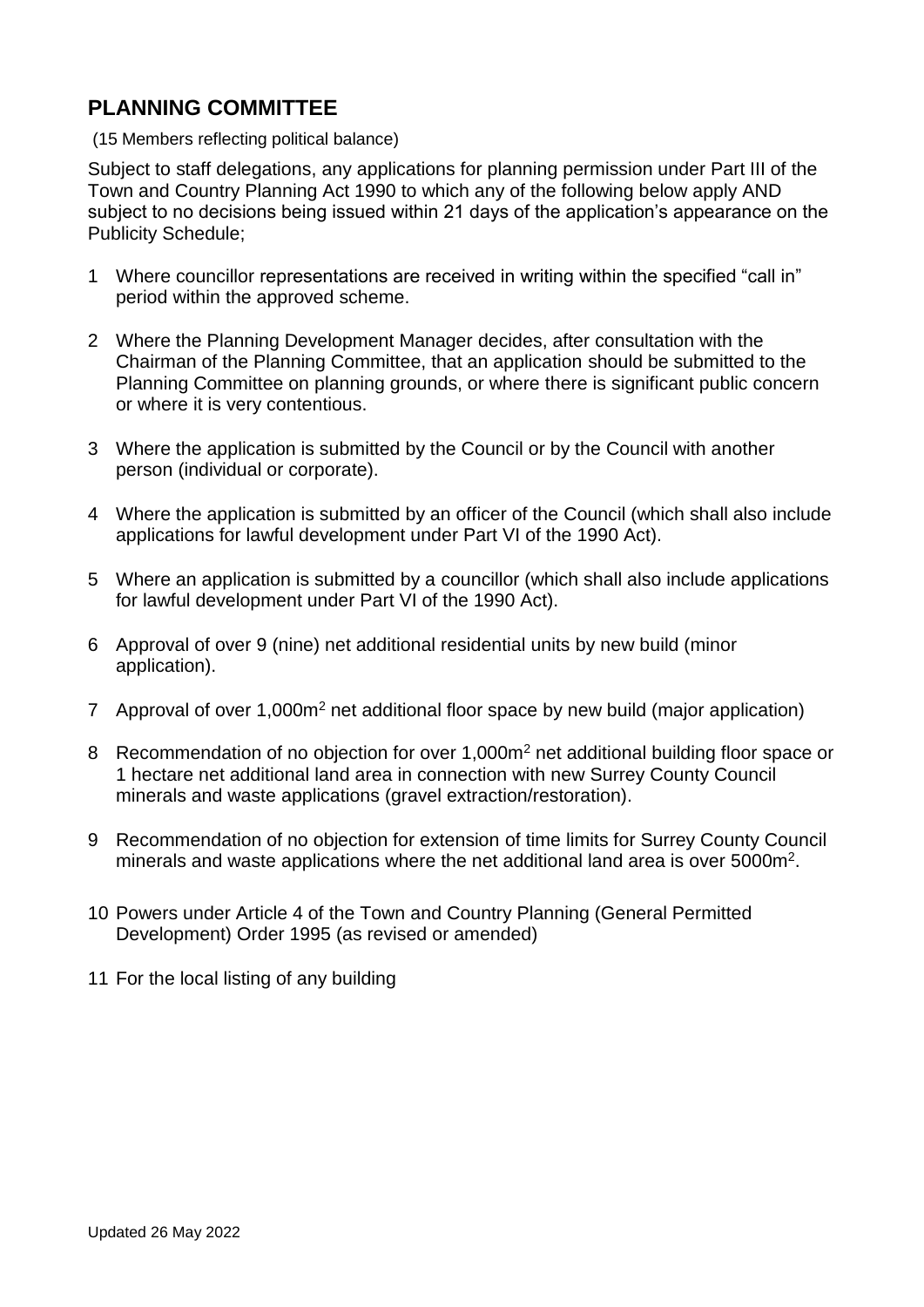## PLANNING COMMITTEE

(15 Members reflecting political balance)

Subject to staff delegations, any applications for planning permission under Part III of the Town and Country Planning Act 1990 to which any of the following below apply AND subject to no decisions being issued within 21 days of the application's appearance on the Publicity Schedule;

1. Where councillor representations are received in writing within the specified "call in" period within the approved scheme.
2. Where the Planning Development Manager decides, after consultation with the Chairman of the Planning Committee, that an application should be submitted to the Planning Committee on planning grounds, or where there is significant public concern or where it is very contentious.
3. Where the application is submitted by the Council or by the Council with another person (individual or corporate).
4. Where the application is submitted by an officer of the Council (which shall also include applications for lawful development under Part VI of the 1990 Act).
5. Where an application is submitted by a councillor (which shall also include applications for lawful development under Part VI of the 1990 Act).
6. Approval of over 9 (nine) net additional residential units by new build (minor application).
7. Approval of over $1{,}000m^2$ net additional floor space by new build (major application)
8. Recommendation of no objection for over $1{,}000m^2$ net additional building floor space or 1 hectare net additional land area in connection with new Surrey County Council minerals and waste applications (gravel extraction/restoration).
9. Recommendation of no objection for extension of time limits for Surrey County Council minerals and waste applications where the net additional land area is over $5000m^2$.
10. Powers under Article 4 of the Town and Country Planning (General Permitted Development) Order 1995 (as revised or amended)
11. For the local listing of any building

Updated 26 May 2022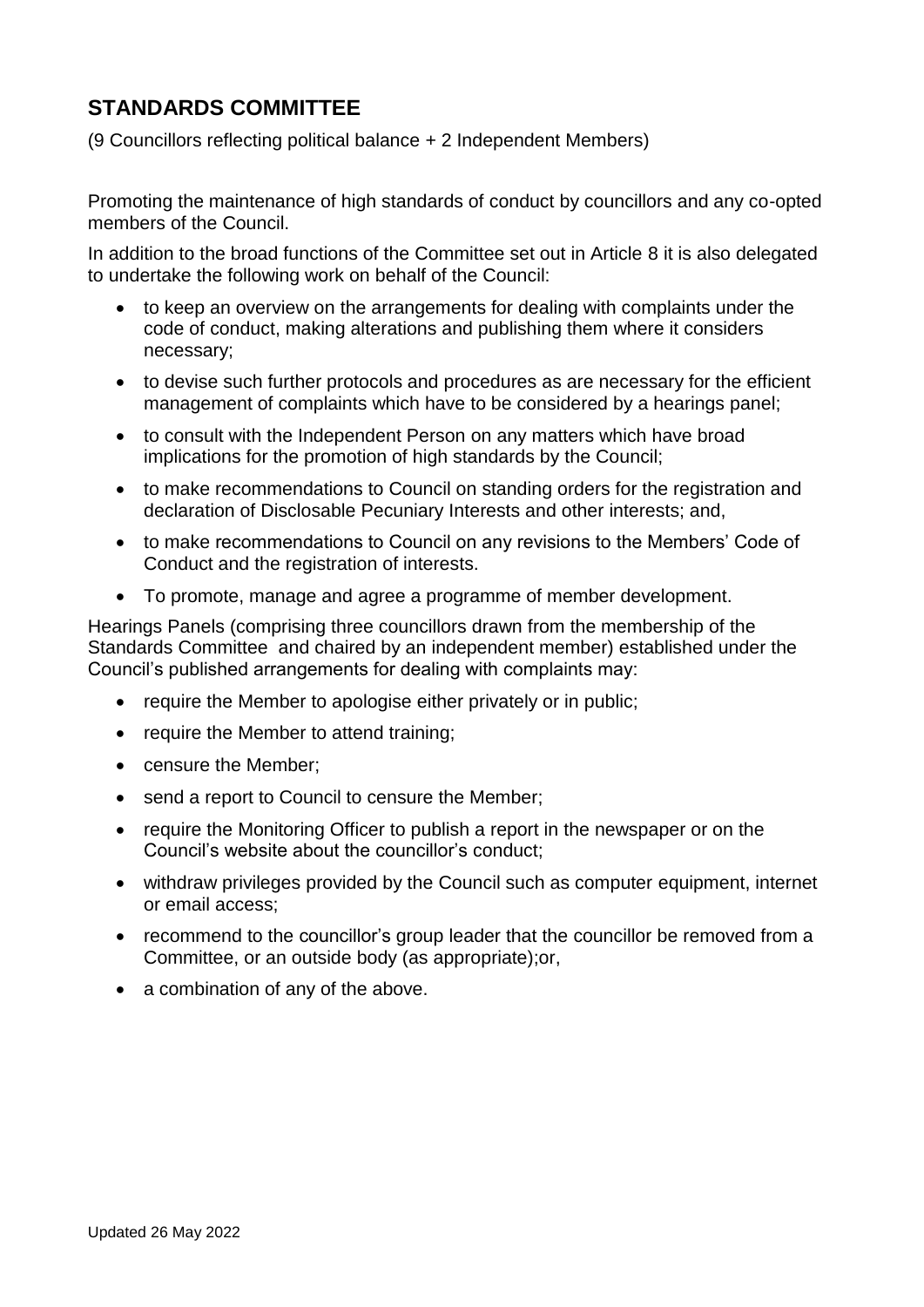## STANDARDS COMMITTEE

(9 Councillors reflecting political balance + 2 Independent Members)

Promoting the maintenance of high standards of conduct by councillors and any co-opted members of the Council.

In addition to the broad functions of the Committee set out in Article 8 it is also delegated to undertake the following work on behalf of the Council:

- to keep an overview on the arrangements for dealing with complaints under the code of conduct, making alterations and publishing them where it considers necessary;
- to devise such further protocols and procedures as are necessary for the efficient management of complaints which have to be considered by a hearings panel;
- to consult with the Independent Person on any matters which have broad implications for the promotion of high standards by the Council;
- to make recommendations to Council on standing orders for the registration and declaration of Disclosable Pecuniary Interests and other interests; and,
- to make recommendations to Council on any revisions to the Members' Code of Conduct and the registration of interests.
- To promote, manage and agree a programme of member development.

Hearings Panels (comprising three councillors drawn from the membership of the Standards Committee and chaired by an independent member) established under the Council's published arrangements for dealing with complaints may:

- require the Member to apologise either privately or in public;
- require the Member to attend training;
- censure the Member;
- send a report to Council to censure the Member;
- require the Monitoring Officer to publish a report in the newspaper or on the Council's website about the councillor's conduct;
- withdraw privileges provided by the Council such as computer equipment, internet or email access;
- recommend to the councillor's group leader that the councillor be removed from a Committee, or an outside body (as appropriate);or,
- a combination of any of the above.

Updated 26 May 2022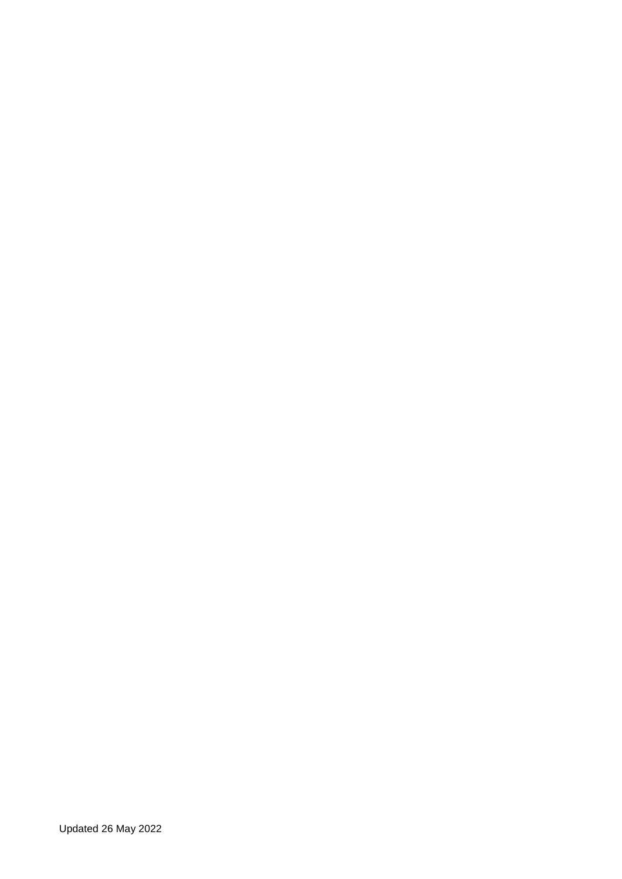Updated 26 May 2022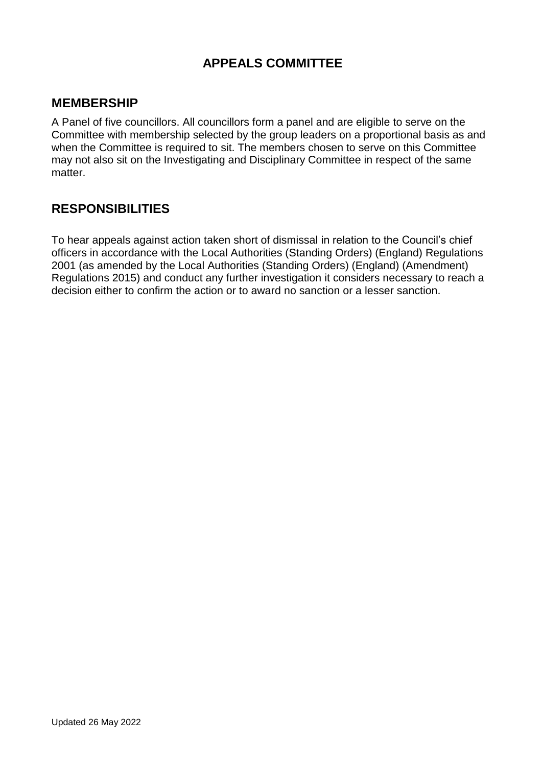# APPEALS COMMITTEE

## MEMBERSHIP

A Panel of five councillors. All councillors form a panel and are eligible to serve on the Committee with membership selected by the group leaders on a proportional basis as and when the Committee is required to sit. The members chosen to serve on this Committee may not also sit on the Investigating and Disciplinary Committee in respect of the same matter.

## RESPONSIBILITIES

To hear appeals against action taken short of dismissal in relation to the Council's chief officers in accordance with the Local Authorities (Standing Orders) (England) Regulations 2001 (as amended by the Local Authorities (Standing Orders) (England) (Amendment) Regulations 2015) and conduct any further investigation it considers necessary to reach a decision either to confirm the action or to award no sanction or a lesser sanction.

Updated 26 May 2022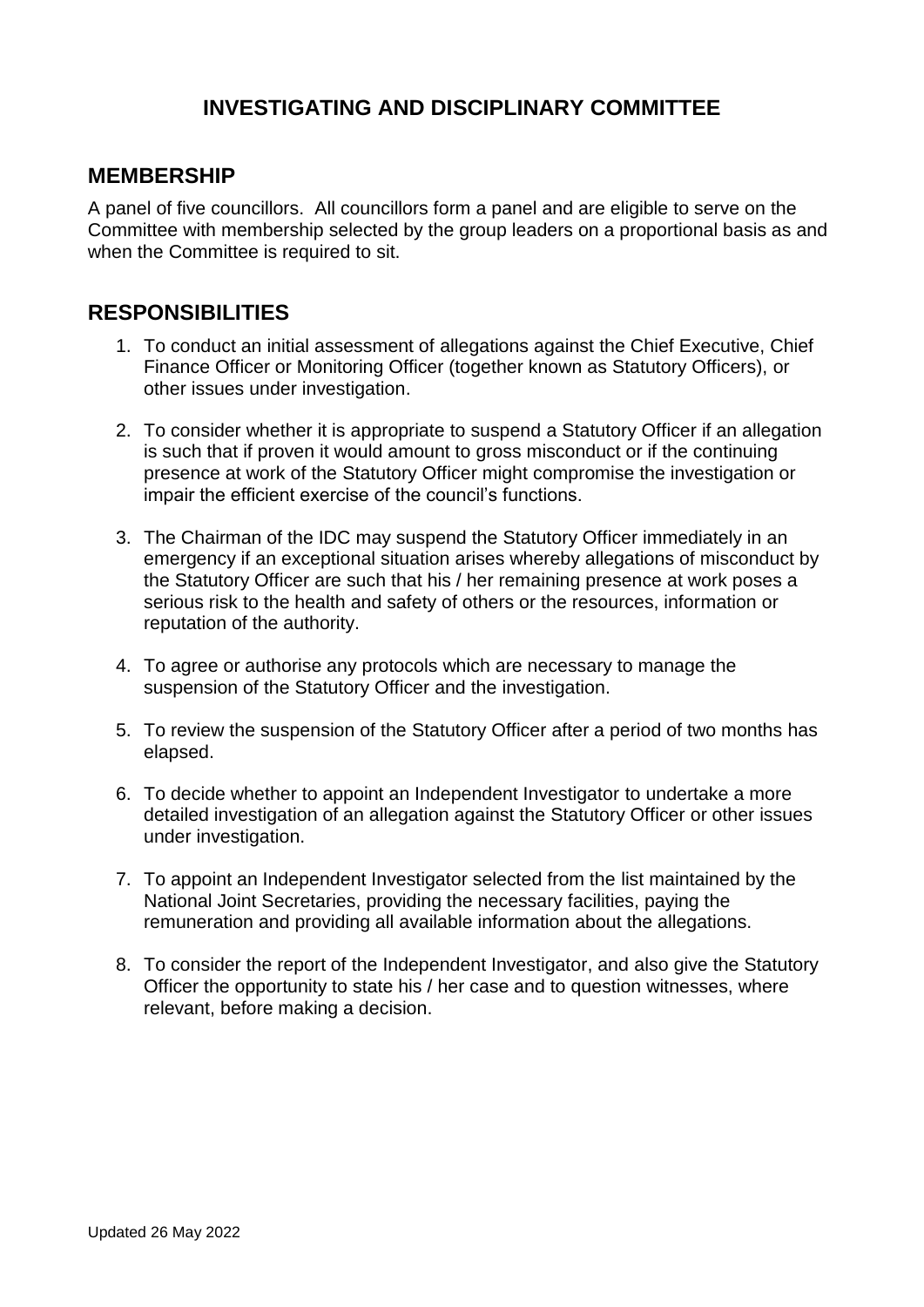# INVESTIGATING AND DISCIPLINARY COMMITTEE

## MEMBERSHIP

A panel of five councillors. All councillors form a panel and are eligible to serve on the Committee with membership selected by the group leaders on a proportional basis as and when the Committee is required to sit.

## RESPONSIBILITIES

1. To conduct an initial assessment of allegations against the Chief Executive, Chief Finance Officer or Monitoring Officer (together known as Statutory Officers), or other issues under investigation.

2. To consider whether it is appropriate to suspend a Statutory Officer if an allegation is such that if proven it would amount to gross misconduct or if the continuing presence at work of the Statutory Officer might compromise the investigation or impair the efficient exercise of the council's functions.

3. The Chairman of the IDC may suspend the Statutory Officer immediately in an emergency if an exceptional situation arises whereby allegations of misconduct by the Statutory Officer are such that his / her remaining presence at work poses a serious risk to the health and safety of others or the resources, information or reputation of the authority.

4. To agree or authorise any protocols which are necessary to manage the suspension of the Statutory Officer and the investigation.

5. To review the suspension of the Statutory Officer after a period of two months has elapsed.

6. To decide whether to appoint an Independent Investigator to undertake a more detailed investigation of an allegation against the Statutory Officer or other issues under investigation.

7. To appoint an Independent Investigator selected from the list maintained by the National Joint Secretaries, providing the necessary facilities, paying the remuneration and providing all available information about the allegations.

8. To consider the report of the Independent Investigator, and also give the Statutory Officer the opportunity to state his / her case and to question witnesses, where relevant, before making a decision.

Updated 26 May 2022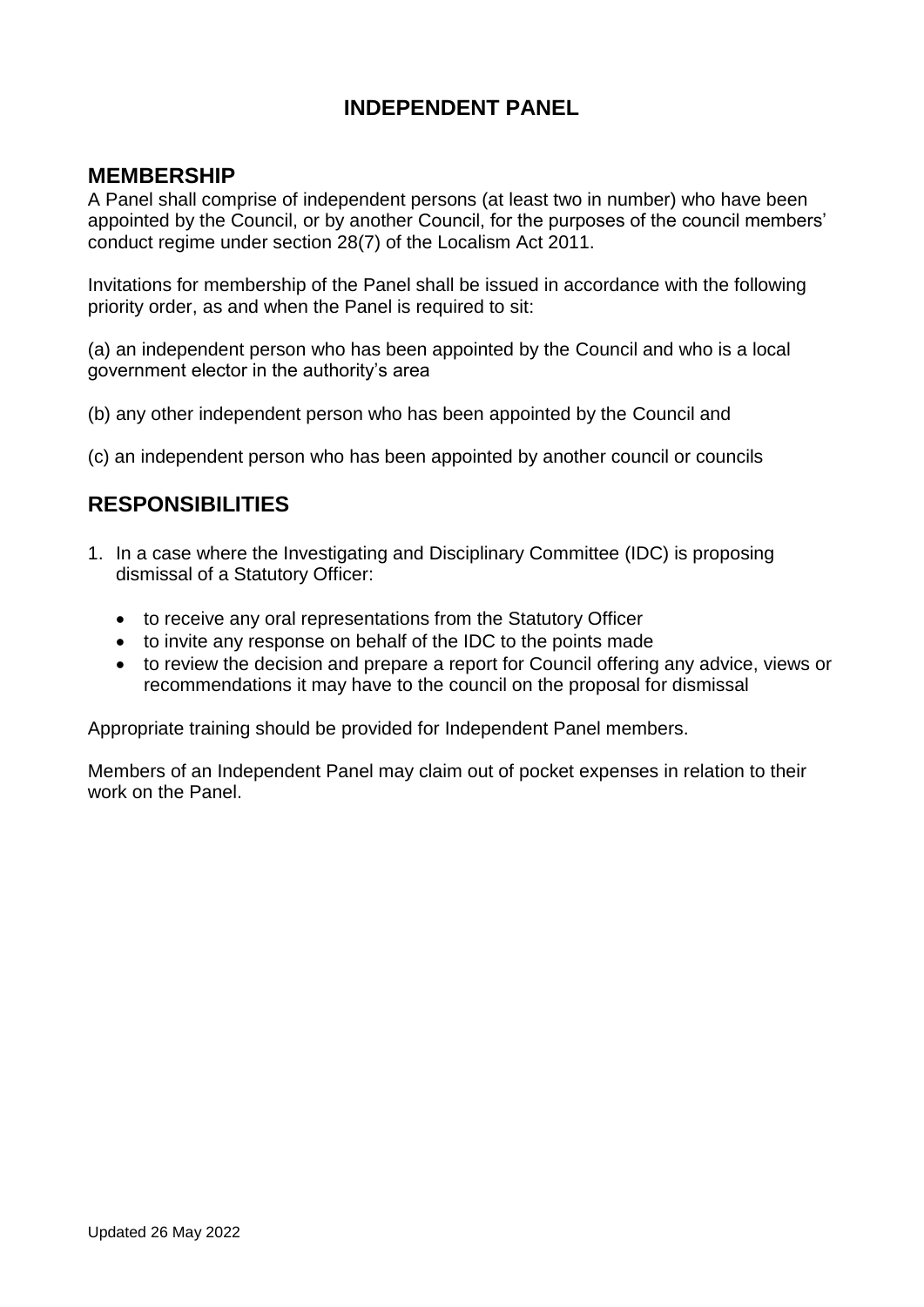# INDEPENDENT PANEL

## MEMBERSHIP

A Panel shall comprise of independent persons (at least two in number) who have been appointed by the Council, or by another Council, for the purposes of the council members' conduct regime under section 28(7) of the Localism Act 2011.

Invitations for membership of the Panel shall be issued in accordance with the following priority order, as and when the Panel is required to sit:

(a) an independent person who has been appointed by the Council and who is a local government elector in the authority's area

(b) any other independent person who has been appointed by the Council and

(c) an independent person who has been appointed by another council or councils

## RESPONSIBILITIES

1. In a case where the Investigating and Disciplinary Committee (IDC) is proposing dismissal of a Statutory Officer:

    - to receive any oral representations from the Statutory Officer
    - to invite any response on behalf of the IDC to the points made
    - to review the decision and prepare a report for Council offering any advice, views or recommendations it may have to the council on the proposal for dismissal

Appropriate training should be provided for Independent Panel members.

Members of an Independent Panel may claim out of pocket expenses in relation to their work on the Panel.

Updated 26 May 2022